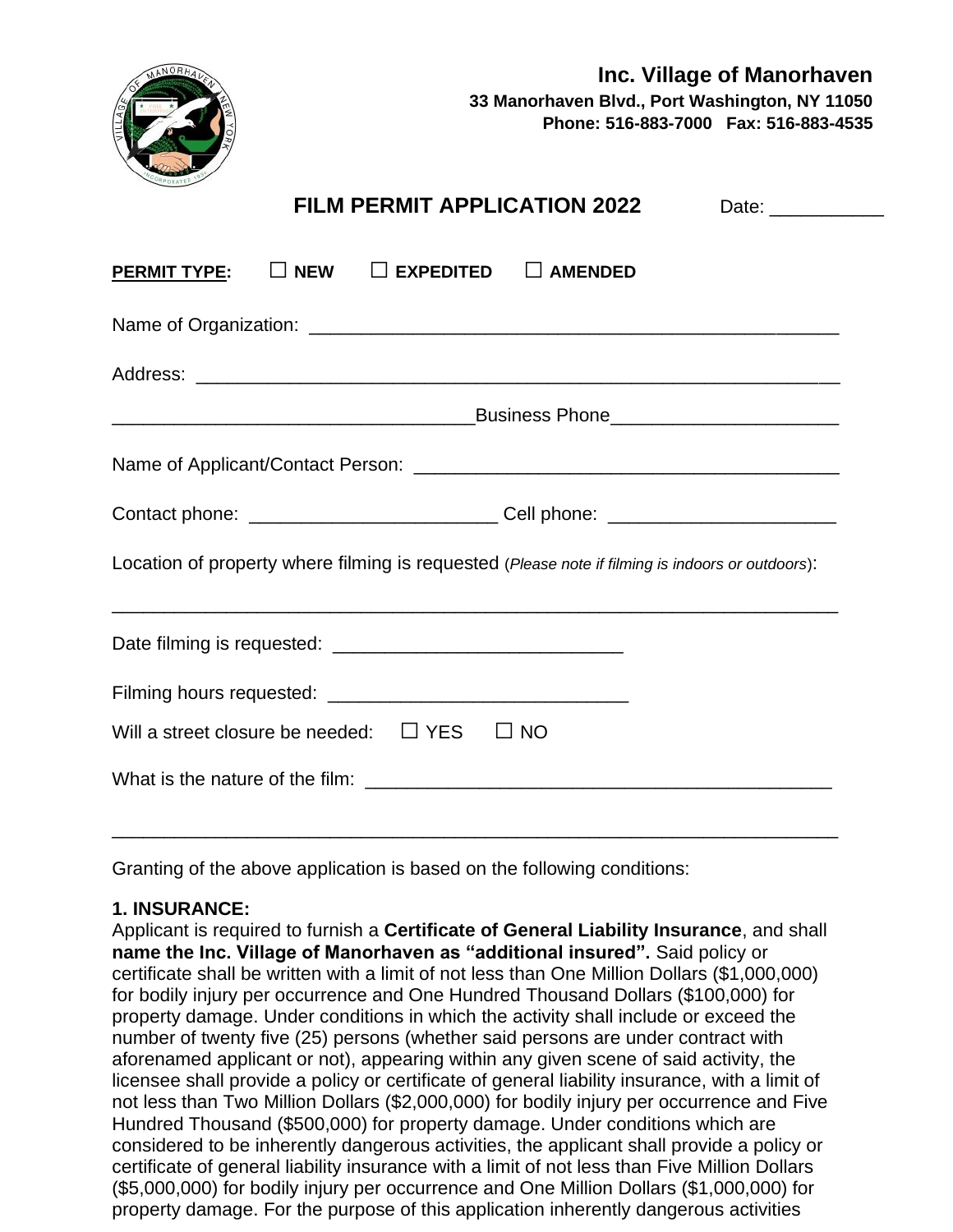**Inc. Village of Manorhaven**
**33 Manorhaven Blvd., Port Washington, NY 11050**
**Phone: 516-883-7000 Fax: 516-883-4535**

# FILM PERMIT APPLICATION 2022

Date: ___________

**PERMIT TYPE:** ☐ **NEW** ☐ **EXPEDITED** ☐ **AMENDED**

Name of Organization: ____________________________________________________

Address: ______________________________________________________________

_________________________________Business Phone_____________________

Name of Applicant/Contact Person: _________________________________________

Contact phone: _______________________ Cell phone: _____________________

Location of property where filming is requested (*Please note if filming is indoors or outdoors*):

_______________________________________________________________________

Date filming is requested: ___________________________

Filming hours requested: ____________________________

Will a street closure be needed: ☐ YES ☐ NO

What is the nature of the film: ____________________________________________

_______________________________________________________________________

Granting of the above application is based on the following conditions:

**1. INSURANCE:**
Applicant is required to furnish a **Certificate of General Liability Insurance**, and shall **name the Inc. Village of Manorhaven as "additional insured".** Said policy or certificate shall be written with a limit of not less than One Million Dollars ($1,000,000) for bodily injury per occurrence and One Hundred Thousand Dollars ($100,000) for property damage. Under conditions in which the activity shall include or exceed the number of twenty five (25) persons (whether said persons are under contract with aforenamed applicant or not), appearing within any given scene of said activity, the licensee shall provide a policy or certificate of general liability insurance, with a limit of not less than Two Million Dollars ($2,000,000) for bodily injury per occurrence and Five Hundred Thousand ($500,000) for property damage. Under conditions which are considered to be inherently dangerous activities, the applicant shall provide a policy or certificate of general liability insurance with a limit of not less than Five Million Dollars ($5,000,000) for bodily injury per occurrence and One Million Dollars ($1,000,000) for property damage. For the purpose of this application inherently dangerous activities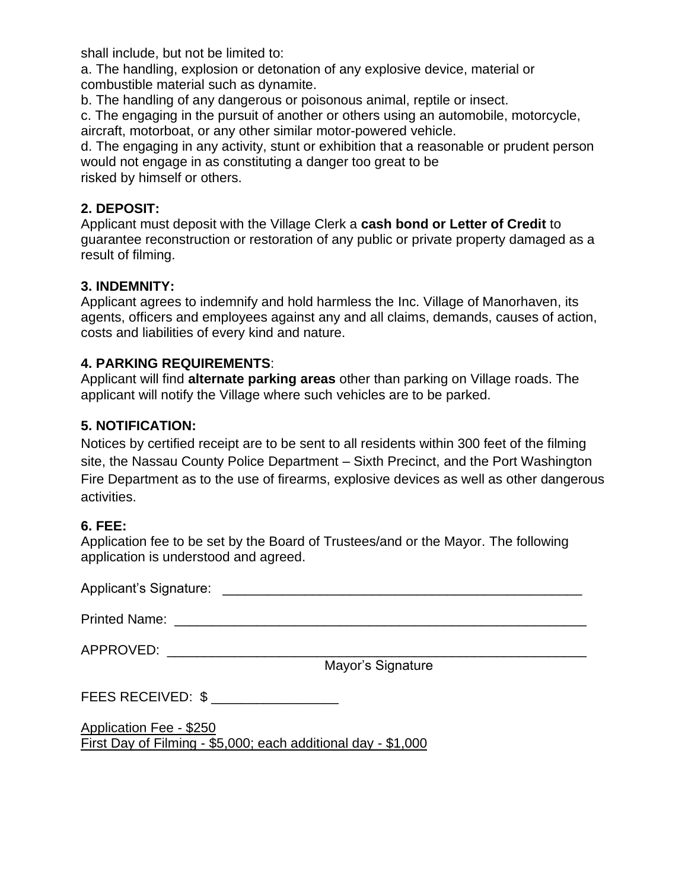shall include, but not be limited to:

a. The handling, explosion or detonation of any explosive device, material or combustible material such as dynamite.

b. The handling of any dangerous or poisonous animal, reptile or insect.

c. The engaging in the pursuit of another or others using an automobile, motorcycle, aircraft, motorboat, or any other similar motor-powered vehicle.

d. The engaging in any activity, stunt or exhibition that a reasonable or prudent person would not engage in as constituting a danger too great to be risked by himself or others.

**2. DEPOSIT:**

Applicant must deposit with the Village Clerk a **cash bond or Letter of Credit** to guarantee reconstruction or restoration of any public or private property damaged as a result of filming.

**3. INDEMNITY:**

Applicant agrees to indemnify and hold harmless the Inc. Village of Manorhaven, its agents, officers and employees against any and all claims, demands, causes of action, costs and liabilities of every kind and nature.

**4. PARKING REQUIREMENTS**:

Applicant will find **alternate parking areas** other than parking on Village roads. The applicant will notify the Village where such vehicles are to be parked.

**5. NOTIFICATION:**

Notices by certified receipt are to be sent to all residents within 300 feet of the filming site, the Nassau County Police Department – Sixth Precinct, and the Port Washington Fire Department as to the use of firearms, explosive devices as well as other dangerous activities.

**6. FEE:**

Application fee to be set by the Board of Trustees/and or the Mayor. The following application is understood and agreed.

Applicant's Signature: ___________________________________________________

Printed Name: ___________________________________________________________

APPROVED: ______________________________________________________________
Mayor's Signature

FEES RECEIVED: $ _________________

<u>Application Fee - $250</u>

<u>First Day of Filming - $5,000; each additional day - $1,000</u>